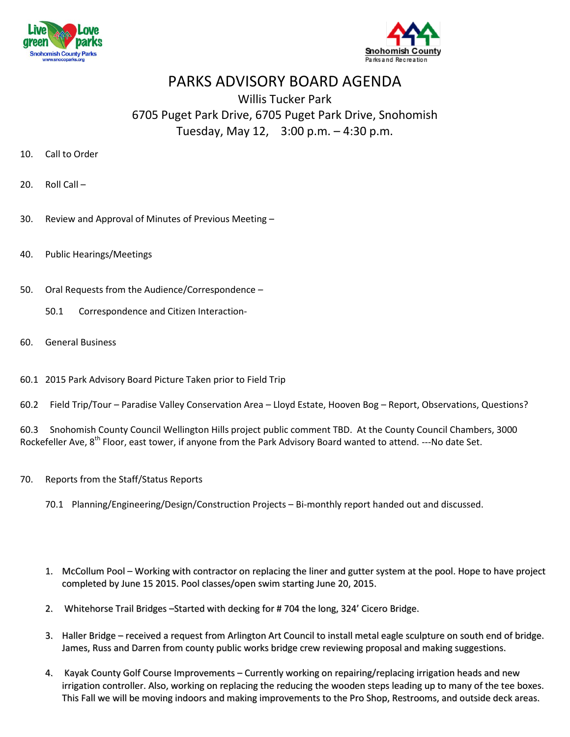Live green Love parks
Snohomish County Parks
www.snocoparks.org

Snohomish County
Parks and Recreation

# PARKS ADVISORY BOARD AGENDA

Willis Tucker Park
6705 Puget Park Drive, 6705 Puget Park Drive, Snohomish
Tuesday, May 12, 3:00 p.m. – 4:30 p.m.

10. Call to Order

20. Roll Call –

30. Review and Approval of Minutes of Previous Meeting –

40. Public Hearings/Meetings

50. Oral Requests from the Audience/Correspondence –

   50.1 Correspondence and Citizen Interaction-

60. General Business

60.1 2015 Park Advisory Board Picture Taken prior to Field Trip

60.2 Field Trip/Tour – Paradise Valley Conservation Area – Lloyd Estate, Hooven Bog – Report, Observations, Questions?

60.3 Snohomish County Council Wellington Hills project public comment TBD. At the County Council Chambers, 3000 Rockefeller Ave, 8th Floor, east tower, if anyone from the Park Advisory Board wanted to attend. ---No date Set.

70. Reports from the Staff/Status Reports

   70.1 Planning/Engineering/Design/Construction Projects – Bi-monthly report handed out and discussed.

1. McCollum Pool – Working with contractor on replacing the liner and gutter system at the pool. Hope to have project completed by June 15 2015. Pool classes/open swim starting June 20, 2015.

2. Whitehorse Trail Bridges –Started with decking for # 704 the long, 324' Cicero Bridge.

3. Haller Bridge – received a request from Arlington Art Council to install metal eagle sculpture on south end of bridge. James, Russ and Darren from county public works bridge crew reviewing proposal and making suggestions.

4. Kayak County Golf Course Improvements – Currently working on repairing/replacing irrigation heads and new irrigation controller. Also, working on replacing the reducing the wooden steps leading up to many of the tee boxes. This Fall we will be moving indoors and making improvements to the Pro Shop, Restrooms, and outside deck areas.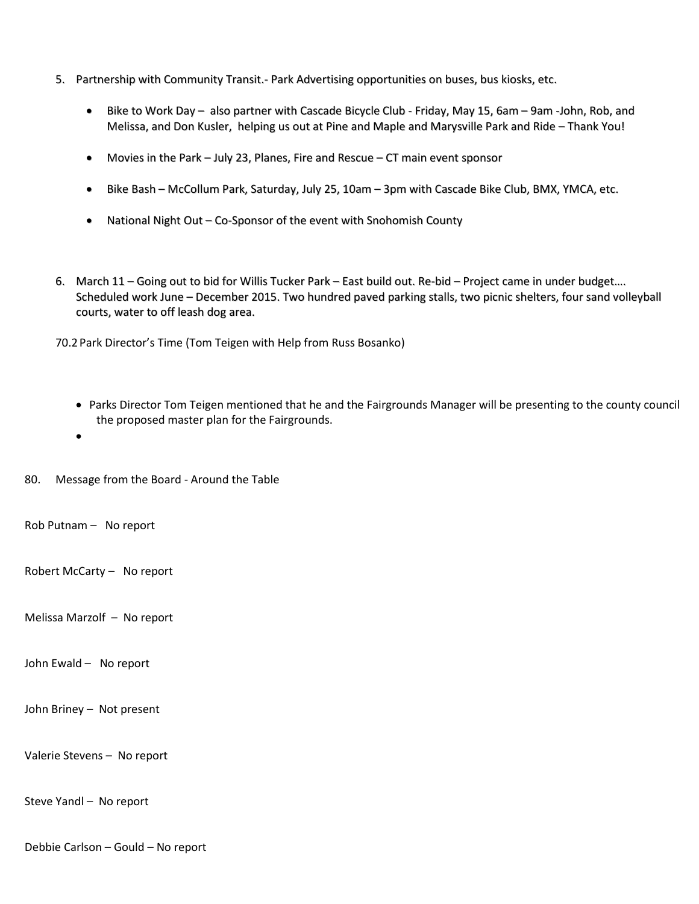5. Partnership with Community Transit.- Park Advertising opportunities on buses, bus kiosks, etc.

    - Bike to Work Day – also partner with Cascade Bicycle Club - Friday, May 15, 6am – 9am -John, Rob, and Melissa, and Don Kusler, helping us out at Pine and Maple and Marysville Park and Ride – Thank You!
    - Movies in the Park – July 23, Planes, Fire and Rescue – CT main event sponsor
    - Bike Bash – McCollum Park, Saturday, July 25, 10am – 3pm with Cascade Bike Club, BMX, YMCA, etc.
    - National Night Out – Co-Sponsor of the event with Snohomish County

6. March 11 – Going out to bid for Willis Tucker Park – East build out. Re-bid – Project came in under budget…. Scheduled work June – December 2015. Two hundred paved parking stalls, two picnic shelters, four sand volleyball courts, water to off leash dog area.

70.2 Park Director's Time (Tom Teigen with Help from Russ Bosanko)

- Parks Director Tom Teigen mentioned that he and the Fairgrounds Manager will be presenting to the county council the proposed master plan for the Fairgrounds.
- 

80. Message from the Board - Around the Table

Rob Putnam – No report

Robert McCarty – No report

Melissa Marzolf – No report

John Ewald – No report

John Briney – Not present

Valerie Stevens – No report

Steve Yandl – No report

Debbie Carlson – Gould – No report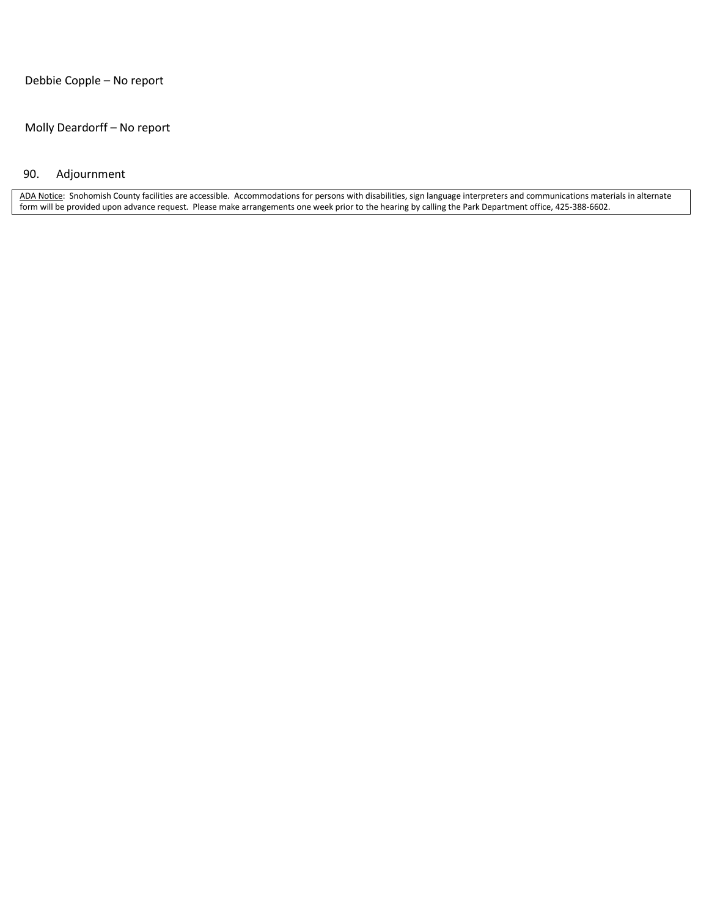Debbie Copple – No report

Molly Deardorff – No report

90. Adjournment

ADA Notice: Snohomish County facilities are accessible. Accommodations for persons with disabilities, sign language interpreters and communications materials in alternate form will be provided upon advance request. Please make arrangements one week prior to the hearing by calling the Park Department office, 425-388-6602.